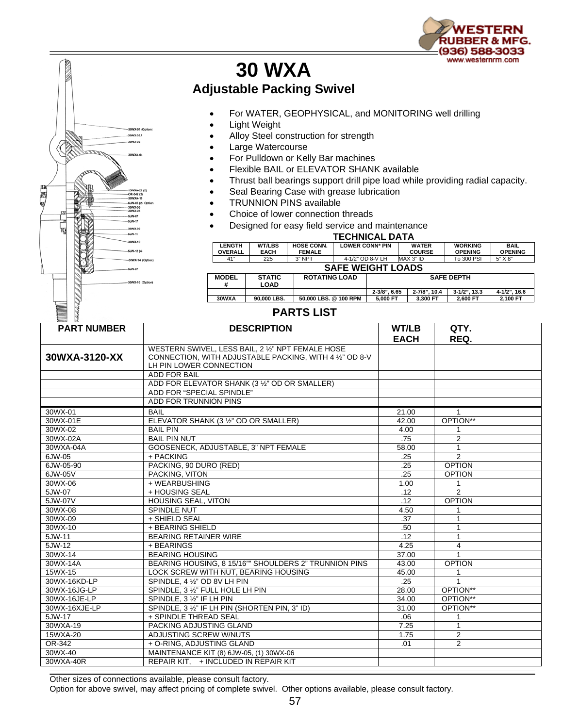WESTERN RUBBER & MFG.
(936) 588-3033
www.westernrm.com

# 30 WXA

## Adjustable Packing Swivel

- For WATER, GEOPHYSICAL, and MONITORING well drilling
- Light Weight
- Alloy Steel construction for strength
- Large Watercourse
- For Pulldown or Kelly Bar machines
- Flexible BAIL or ELEVATOR SHANK available
- Thrust ball bearings support drill pipe load while providing radial capacity.
- Seal Bearing Case with grease lubrication
- TRUNNION PINS available
- Choice of lower connection threads
- Designed for easy field service and maintenance

### TECHNICAL DATA

| LENGTH OVERALL | WT/LBS EACH | HOSE CONN. FEMALE | LOWER CONN* PIN | WATER COURSE | WORKING OPENING | BAIL OPENING |
|---|---|---|---|---|---|---|
| 41" | 225 | 3" NPT | 4-1/2" OD 8-V LH | MAX 3" ID | To 300 PSI | 5" X 8" |

### SAFE WEIGHT LOADS

| MODEL # | STATIC LOAD | ROTATING LOAD | SAFE DEPTH | | | |
|---|---|---|---|---|---|---|
| | | | 2-3/8", 6.65 | 2-7/8", 10.4 | 3-1/2", 13.3 | 4-1/2", 16.6 |
| 30WXA | 90,000 LBS. | 50,000 LBS. @ 100 RPM | 5,000 FT | 3,300 FT | 2,600 FT | 2,100 FT |

### PARTS LIST

| PART NUMBER | DESCRIPTION | WT/LB EACH | QTY. REQ. | |
|---|---|---|---|---|
| **30WXA-3120-XX** | WESTERN SWIVEL, LESS BAIL, 2 ½" NPT FEMALE HOSE CONNECTION, WITH ADJUSTABLE PACKING, WITH 4 ½" OD 8-V LH PIN LOWER CONNECTION | | | |
| | ADD FOR BAIL | | | |
| | ADD FOR ELEVATOR SHANK (3 ½" OD OR SMALLER) | | | |
| | ADD FOR "SPECIAL SPINDLE" | | | |
| | ADD FOR TRUNNION PINS | | | |
| 30WX-01 | BAIL | 21.00 | 1 | |
| 30WX-01E | ELEVATOR SHANK (3 ½" OD OR SMALLER) | 42.00 | OPTION** | |
| 30WX-02 | BAIL PIN | 4.00 | 1 | |
| 30WX-02A | BAIL PIN NUT | .75 | 2 | |
| 30WXA-04A | GOOSENECK, ADJUSTABLE, 3" NPT FEMALE | 58.00 | 1 | |
| 6JW-05 | + PACKING | .25 | 2 | |
| 6JW-05-90 | PACKING, 90 DURO (RED) | .25 | OPTION | |
| 6JW-05V | PACKING, VITON | .25 | OPTION | |
| 30WX-06 | + WEARBUSHING | 1.00 | 1 | |
| 5JW-07 | + HOUSING SEAL | .12 | 2 | |
| 5JW-07V | HOUSING SEAL, VITON | .12 | OPTION | |
| 30WX-08 | SPINDLE NUT | 4.50 | 1 | |
| 30WX-09 | + SHIELD SEAL | .37 | 1 | |
| 30WX-10 | + BEARING SHIELD | .50 | 1 | |
| 5JW-11 | BEARING RETAINER WIRE | .12 | 1 | |
| 5JW-12 | + BEARINGS | 4.25 | 4 | |
| 30WX-14 | BEARING HOUSING | 37.00 | 1 | |
| 30WX-14A | BEARING HOUSING, 8 15/16"" SHOULDERS 2" TRUNNION PINS | 43.00 | OPTION | |
| 15WX-15 | LOCK SCREW WITH NUT, BEARING HOUSING | 45.00 | 1 | |
| 30WX-16KD-LP | SPINDLE, 4 ½" OD 8V LH PIN | .25 | 1 | |
| 30WX-16JG-LP | SPINDLE, 3 ½" FULL HOLE LH PIN | 28.00 | OPTION** | |
| 30WX-16JE-LP | SPINDLE, 3 ½" IF LH PIN | 34.00 | OPTION** | |
| 30WX-16XJE-LP | SPINDLE, 3 ½" IF LH PIN (SHORTEN PIN, 3" ID) | 31.00 | OPTION** | |
| 5JW-17 | + SPINDLE THREAD SEAL | .06 | 1 | |
| 30WXA-19 | PACKING ADJUSTING GLAND | 7.25 | 1 | |
| 15WXA-20 | ADJUSTING SCREW W/NUTS | 1.75 | 2 | |
| OR-342 | + O-RING, ADJUSTING GLAND | .01 | 2 | |
| 30WX-40 | MAINTENANCE KIT (8) 6JW-05, (1) 30WX-06 | | | |
| 30WXA-40R | REPAIR KIT, + INCLUDED IN REPAIR KIT | | | |

Other sizes of connections available, please consult factory.
Option for above swivel, may affect pricing of complete swivel. Other options available, please consult factory.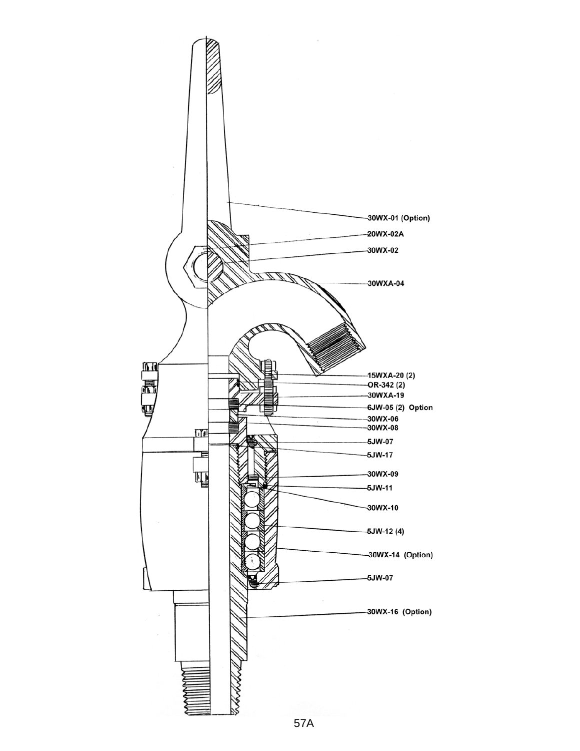30WX-01 (Option)

20WX-02A

30WX-02

30WXA-04

15WXA-20 (2)

OR-342 (2)

30WXA-19

6JW-05 (2) Option

30WX-06

30WX-08

5JW-07

5JW-17

30WX-09

5JW-11

30WX-10

5JW-12 (4)

30WX-14 (Option)

5JW-07

30WX-16 (Option)